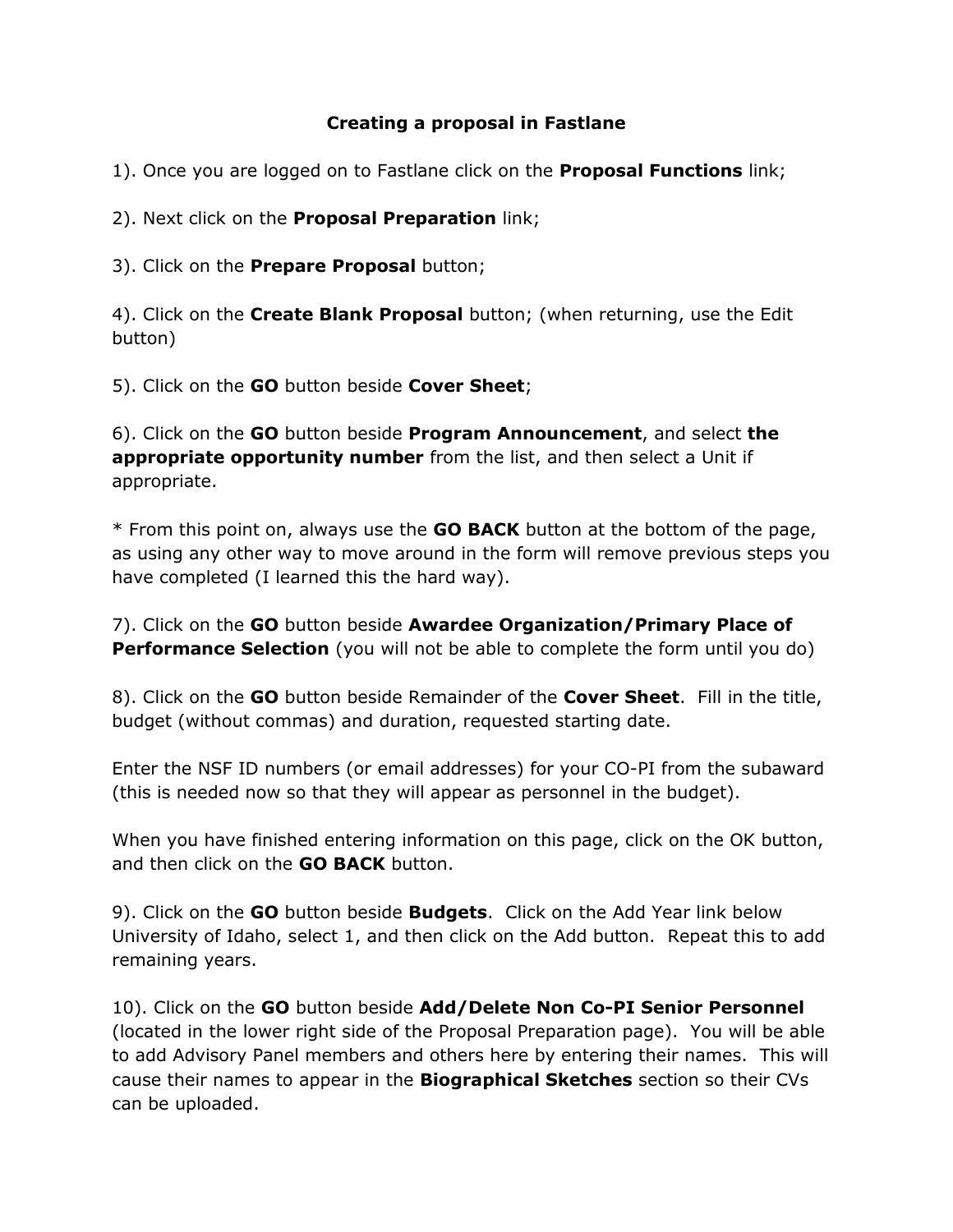# Creating a proposal in Fastlane

1). Once you are logged on to Fastlane click on the **Proposal Functions** link;

2). Next click on the **Proposal Preparation** link;

3). Click on the **Prepare Proposal** button;

4). Click on the **Create Blank Proposal** button; (when returning, use the Edit button)

5). Click on the **GO** button beside **Cover Sheet**;

6). Click on the **GO** button beside **Program Announcement**, and select **the appropriate opportunity number** from the list, and then select a Unit if appropriate.

* From this point on, always use the **GO BACK** button at the bottom of the page, as using any other way to move around in the form will remove previous steps you have completed (I learned this the hard way).

7). Click on the **GO** button beside **Awardee Organization/Primary Place of Performance Selection** (you will not be able to complete the form until you do)

8). Click on the **GO** button beside Remainder of the **Cover Sheet**. Fill in the title, budget (without commas) and duration, requested starting date.

Enter the NSF ID numbers (or email addresses) for your CO-PI from the subaward (this is needed now so that they will appear as personnel in the budget).

When you have finished entering information on this page, click on the OK button, and then click on the **GO BACK** button.

9). Click on the **GO** button beside **Budgets**. Click on the Add Year link below University of Idaho, select 1, and then click on the Add button. Repeat this to add remaining years.

10). Click on the **GO** button beside **Add/Delete Non Co-PI Senior Personnel** (located in the lower right side of the Proposal Preparation page). You will be able to add Advisory Panel members and others here by entering their names. This will cause their names to appear in the **Biographical Sketches** section so their CVs can be uploaded.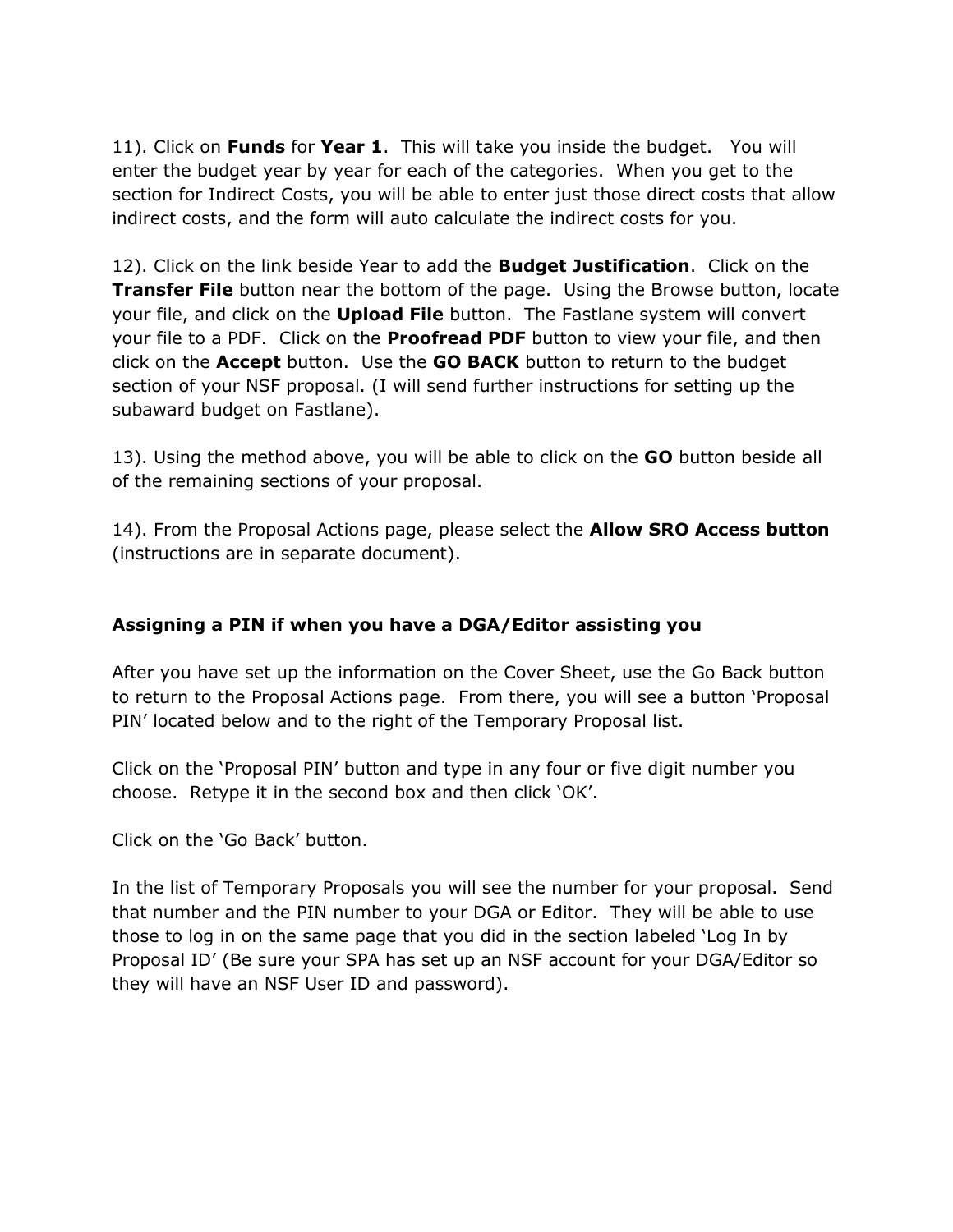11). Click on **Funds** for **Year 1**. This will take you inside the budget. You will enter the budget year by year for each of the categories. When you get to the section for Indirect Costs, you will be able to enter just those direct costs that allow indirect costs, and the form will auto calculate the indirect costs for you.

12). Click on the link beside Year to add the **Budget Justification**. Click on the **Transfer File** button near the bottom of the page. Using the Browse button, locate your file, and click on the **Upload File** button. The Fastlane system will convert your file to a PDF. Click on the **Proofread PDF** button to view your file, and then click on the **Accept** button. Use the **GO BACK** button to return to the budget section of your NSF proposal. (I will send further instructions for setting up the subaward budget on Fastlane).

13). Using the method above, you will be able to click on the **GO** button beside all of the remaining sections of your proposal.

14). From the Proposal Actions page, please select the **Allow SRO Access button** (instructions are in separate document).

**Assigning a PIN if when you have a DGA/Editor assisting you**

After you have set up the information on the Cover Sheet, use the Go Back button to return to the Proposal Actions page. From there, you will see a button 'Proposal PIN' located below and to the right of the Temporary Proposal list.

Click on the 'Proposal PIN' button and type in any four or five digit number you choose. Retype it in the second box and then click 'OK'.

Click on the 'Go Back' button.

In the list of Temporary Proposals you will see the number for your proposal. Send that number and the PIN number to your DGA or Editor. They will be able to use those to log in on the same page that you did in the section labeled 'Log In by Proposal ID' (Be sure your SPA has set up an NSF account for your DGA/Editor so they will have an NSF User ID and password).